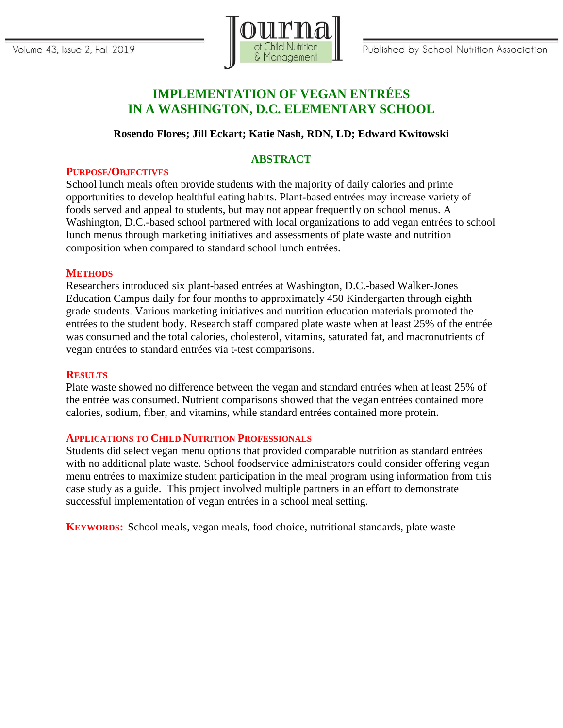# IMPLEMENTATION OF VEGAN ENTRÉES IN A WASHINGTON, D.C. ELEMENTARY SCHOOL

**Rosendo Flores; Jill Eckart; Katie Nash, RDN, LD; Edward Kwitowski**

## ABSTRACT

### PURPOSE/OBJECTIVES

School lunch meals often provide students with the majority of daily calories and prime opportunities to develop healthful eating habits. Plant-based entrées may increase variety of foods served and appeal to students, but may not appear frequently on school menus. A Washington, D.C.-based school partnered with local organizations to add vegan entrées to school lunch menus through marketing initiatives and assessments of plate waste and nutrition composition when compared to standard school lunch entrées.

### METHODS

Researchers introduced six plant-based entrées at Washington, D.C.-based Walker-Jones Education Campus daily for four months to approximately 450 Kindergarten through eighth grade students. Various marketing initiatives and nutrition education materials promoted the entrées to the student body. Research staff compared plate waste when at least 25% of the entrée was consumed and the total calories, cholesterol, vitamins, saturated fat, and macronutrients of vegan entrées to standard entrées via t-test comparisons.

### RESULTS

Plate waste showed no difference between the vegan and standard entrées when at least 25% of the entrée was consumed. Nutrient comparisons showed that the vegan entrées contained more calories, sodium, fiber, and vitamins, while standard entrées contained more protein.

### APPLICATIONS TO CHILD NUTRITION PROFESSIONALS

Students did select vegan menu options that provided comparable nutrition as standard entrées with no additional plate waste. School foodservice administrators could consider offering vegan menu entrées to maximize student participation in the meal program using information from this case study as a guide. This project involved multiple partners in an effort to demonstrate successful implementation of vegan entrées in a school meal setting.

**KEYWORDS:** School meals, vegan meals, food choice, nutritional standards, plate waste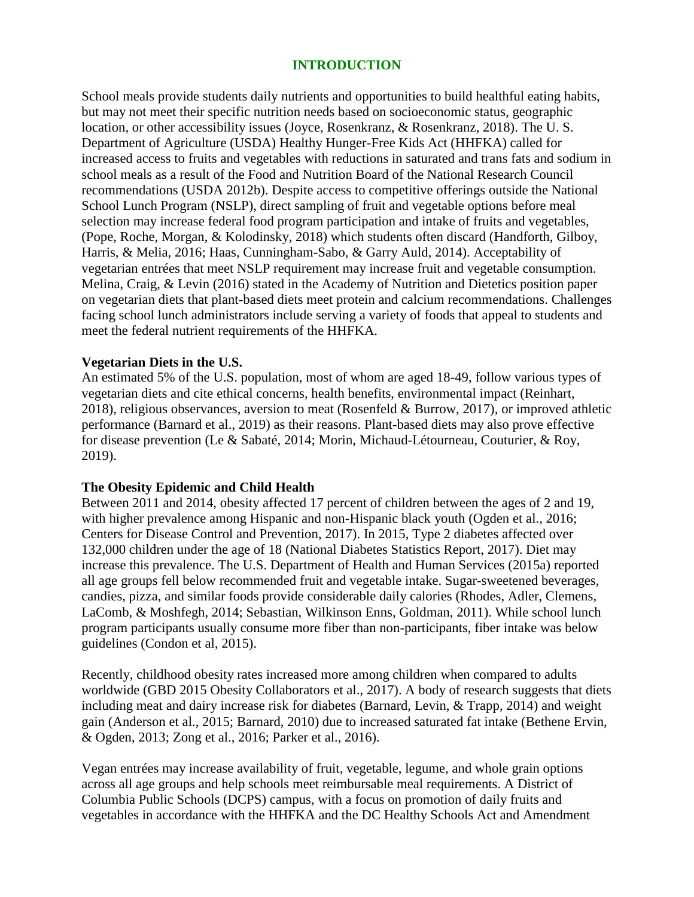## INTRODUCTION

School meals provide students daily nutrients and opportunities to build healthful eating habits, but may not meet their specific nutrition needs based on socioeconomic status, geographic location, or other accessibility issues (Joyce, Rosenkranz, & Rosenkranz, 2018). The U. S. Department of Agriculture (USDA) Healthy Hunger-Free Kids Act (HHFKA) called for increased access to fruits and vegetables with reductions in saturated and trans fats and sodium in school meals as a result of the Food and Nutrition Board of the National Research Council recommendations (USDA 2012b). Despite access to competitive offerings outside the National School Lunch Program (NSLP), direct sampling of fruit and vegetable options before meal selection may increase federal food program participation and intake of fruits and vegetables, (Pope, Roche, Morgan, & Kolodinsky, 2018) which students often discard (Handforth, Gilboy, Harris, & Melia, 2016; Haas, Cunningham-Sabo, & Garry Auld, 2014). Acceptability of vegetarian entrées that meet NSLP requirement may increase fruit and vegetable consumption. Melina, Craig, & Levin (2016) stated in the Academy of Nutrition and Dietetics position paper on vegetarian diets that plant-based diets meet protein and calcium recommendations. Challenges facing school lunch administrators include serving a variety of foods that appeal to students and meet the federal nutrient requirements of the HHFKA.

### Vegetarian Diets in the U.S.

An estimated 5% of the U.S. population, most of whom are aged 18-49, follow various types of vegetarian diets and cite ethical concerns, health benefits, environmental impact (Reinhart, 2018), religious observances, aversion to meat (Rosenfeld & Burrow, 2017), or improved athletic performance (Barnard et al., 2019) as their reasons. Plant-based diets may also prove effective for disease prevention (Le & Sabaté, 2014; Morin, Michaud-Létourneau, Couturier, & Roy, 2019).

### The Obesity Epidemic and Child Health

Between 2011 and 2014, obesity affected 17 percent of children between the ages of 2 and 19, with higher prevalence among Hispanic and non-Hispanic black youth (Ogden et al., 2016; Centers for Disease Control and Prevention, 2017). In 2015, Type 2 diabetes affected over 132,000 children under the age of 18 (National Diabetes Statistics Report, 2017). Diet may increase this prevalence. The U.S. Department of Health and Human Services (2015a) reported all age groups fell below recommended fruit and vegetable intake. Sugar-sweetened beverages, candies, pizza, and similar foods provide considerable daily calories (Rhodes, Adler, Clemens, LaComb, & Moshfegh, 2014; Sebastian, Wilkinson Enns, Goldman, 2011). While school lunch program participants usually consume more fiber than non-participants, fiber intake was below guidelines (Condon et al, 2015).

Recently, childhood obesity rates increased more among children when compared to adults worldwide (GBD 2015 Obesity Collaborators et al., 2017). A body of research suggests that diets including meat and dairy increase risk for diabetes (Barnard, Levin, & Trapp, 2014) and weight gain (Anderson et al., 2015; Barnard, 2010) due to increased saturated fat intake (Bethene Ervin, & Ogden, 2013; Zong et al., 2016; Parker et al., 2016).

Vegan entrées may increase availability of fruit, vegetable, legume, and whole grain options across all age groups and help schools meet reimbursable meal requirements. A District of Columbia Public Schools (DCPS) campus, with a focus on promotion of daily fruits and vegetables in accordance with the HHFKA and the DC Healthy Schools Act and Amendment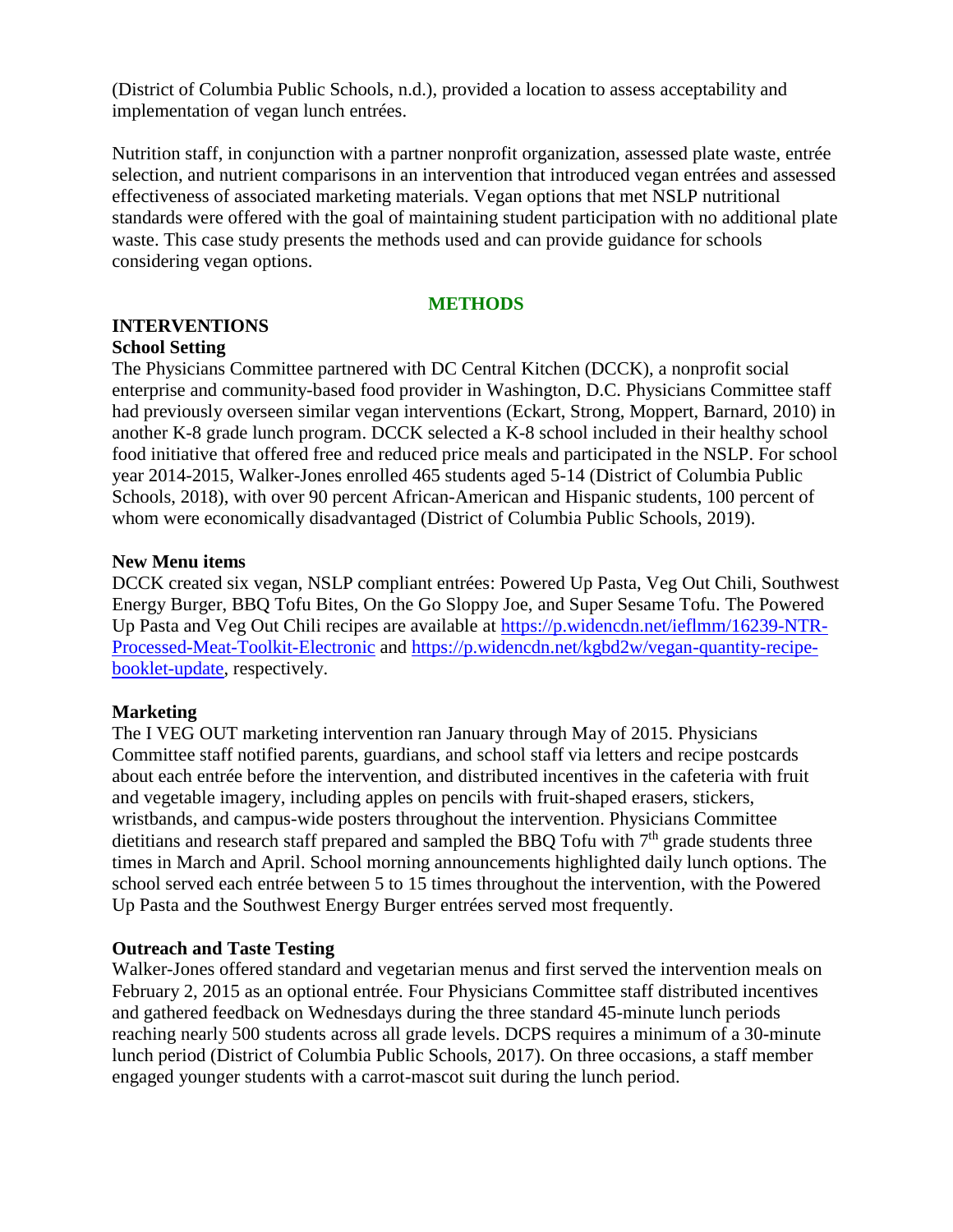(District of Columbia Public Schools, n.d.), provided a location to assess acceptability and implementation of vegan lunch entrées.

Nutrition staff, in conjunction with a partner nonprofit organization, assessed plate waste, entrée selection, and nutrient comparisons in an intervention that introduced vegan entrées and assessed effectiveness of associated marketing materials. Vegan options that met NSLP nutritional standards were offered with the goal of maintaining student participation with no additional plate waste. This case study presents the methods used and can provide guidance for schools considering vegan options.

## METHODS

### INTERVENTIONS

#### School Setting

The Physicians Committee partnered with DC Central Kitchen (DCCK), a nonprofit social enterprise and community-based food provider in Washington, D.C. Physicians Committee staff had previously overseen similar vegan interventions (Eckart, Strong, Moppert, Barnard, 2010) in another K-8 grade lunch program. DCCK selected a K-8 school included in their healthy school food initiative that offered free and reduced price meals and participated in the NSLP. For school year 2014-2015, Walker-Jones enrolled 465 students aged 5-14 (District of Columbia Public Schools, 2018), with over 90 percent African-American and Hispanic students, 100 percent of whom were economically disadvantaged (District of Columbia Public Schools, 2019).

#### New Menu items

DCCK created six vegan, NSLP compliant entrées: Powered Up Pasta, Veg Out Chili, Southwest Energy Burger, BBQ Tofu Bites, On the Go Sloppy Joe, and Super Sesame Tofu. The Powered Up Pasta and Veg Out Chili recipes are available at https://p.widencdn.net/ieflmm/16239-NTR-Processed-Meat-Toolkit-Electronic and https://p.widencdn.net/kgbd2w/vegan-quantity-recipe-booklet-update, respectively.

#### Marketing

The I VEG OUT marketing intervention ran January through May of 2015. Physicians Committee staff notified parents, guardians, and school staff via letters and recipe postcards about each entrée before the intervention, and distributed incentives in the cafeteria with fruit and vegetable imagery, including apples on pencils with fruit-shaped erasers, stickers, wristbands, and campus-wide posters throughout the intervention. Physicians Committee dietitians and research staff prepared and sampled the BBQ Tofu with 7th grade students three times in March and April. School morning announcements highlighted daily lunch options. The school served each entrée between 5 to 15 times throughout the intervention, with the Powered Up Pasta and the Southwest Energy Burger entrées served most frequently.

#### Outreach and Taste Testing

Walker-Jones offered standard and vegetarian menus and first served the intervention meals on February 2, 2015 as an optional entrée. Four Physicians Committee staff distributed incentives and gathered feedback on Wednesdays during the three standard 45-minute lunch periods reaching nearly 500 students across all grade levels. DCPS requires a minimum of a 30-minute lunch period (District of Columbia Public Schools, 2017). On three occasions, a staff member engaged younger students with a carrot-mascot suit during the lunch period.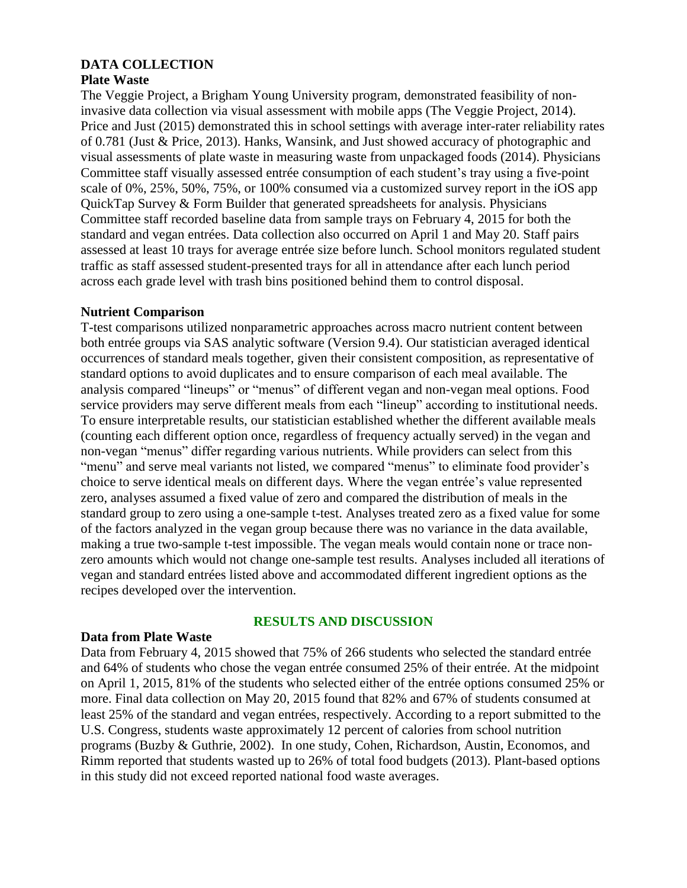## DATA COLLECTION

### Plate Waste

The Veggie Project, a Brigham Young University program, demonstrated feasibility of non-invasive data collection via visual assessment with mobile apps (The Veggie Project, 2014). Price and Just (2015) demonstrated this in school settings with average inter-rater reliability rates of 0.781 (Just & Price, 2013). Hanks, Wansink, and Just showed accuracy of photographic and visual assessments of plate waste in measuring waste from unpackaged foods (2014). Physicians Committee staff visually assessed entrée consumption of each student's tray using a five-point scale of 0%, 25%, 50%, 75%, or 100% consumed via a customized survey report in the iOS app QuickTap Survey & Form Builder that generated spreadsheets for analysis. Physicians Committee staff recorded baseline data from sample trays on February 4, 2015 for both the standard and vegan entrées. Data collection also occurred on April 1 and May 20. Staff pairs assessed at least 10 trays for average entrée size before lunch. School monitors regulated student traffic as staff assessed student-presented trays for all in attendance after each lunch period across each grade level with trash bins positioned behind them to control disposal.

### Nutrient Comparison

T-test comparisons utilized nonparametric approaches across macro nutrient content between both entrée groups via SAS analytic software (Version 9.4). Our statistician averaged identical occurrences of standard meals together, given their consistent composition, as representative of standard options to avoid duplicates and to ensure comparison of each meal available. The analysis compared "lineups" or "menus" of different vegan and non-vegan meal options. Food service providers may serve different meals from each "lineup" according to institutional needs. To ensure interpretable results, our statistician established whether the different available meals (counting each different option once, regardless of frequency actually served) in the vegan and non-vegan "menus" differ regarding various nutrients. While providers can select from this "menu" and serve meal variants not listed, we compared "menus" to eliminate food provider's choice to serve identical meals on different days. Where the vegan entrée's value represented zero, analyses assumed a fixed value of zero and compared the distribution of meals in the standard group to zero using a one-sample t-test. Analyses treated zero as a fixed value for some of the factors analyzed in the vegan group because there was no variance in the data available, making a true two-sample t-test impossible. The vegan meals would contain none or trace non-zero amounts which would not change one-sample test results. Analyses included all iterations of vegan and standard entrées listed above and accommodated different ingredient options as the recipes developed over the intervention.

## RESULTS AND DISCUSSION

### Data from Plate Waste

Data from February 4, 2015 showed that 75% of 266 students who selected the standard entrée and 64% of students who chose the vegan entrée consumed 25% of their entrée. At the midpoint on April 1, 2015, 81% of the students who selected either of the entrée options consumed 25% or more. Final data collection on May 20, 2015 found that 82% and 67% of students consumed at least 25% of the standard and vegan entrées, respectively. According to a report submitted to the U.S. Congress, students waste approximately 12 percent of calories from school nutrition programs (Buzby & Guthrie, 2002). In one study, Cohen, Richardson, Austin, Economos, and Rimm reported that students wasted up to 26% of total food budgets (2013). Plant-based options in this study did not exceed reported national food waste averages.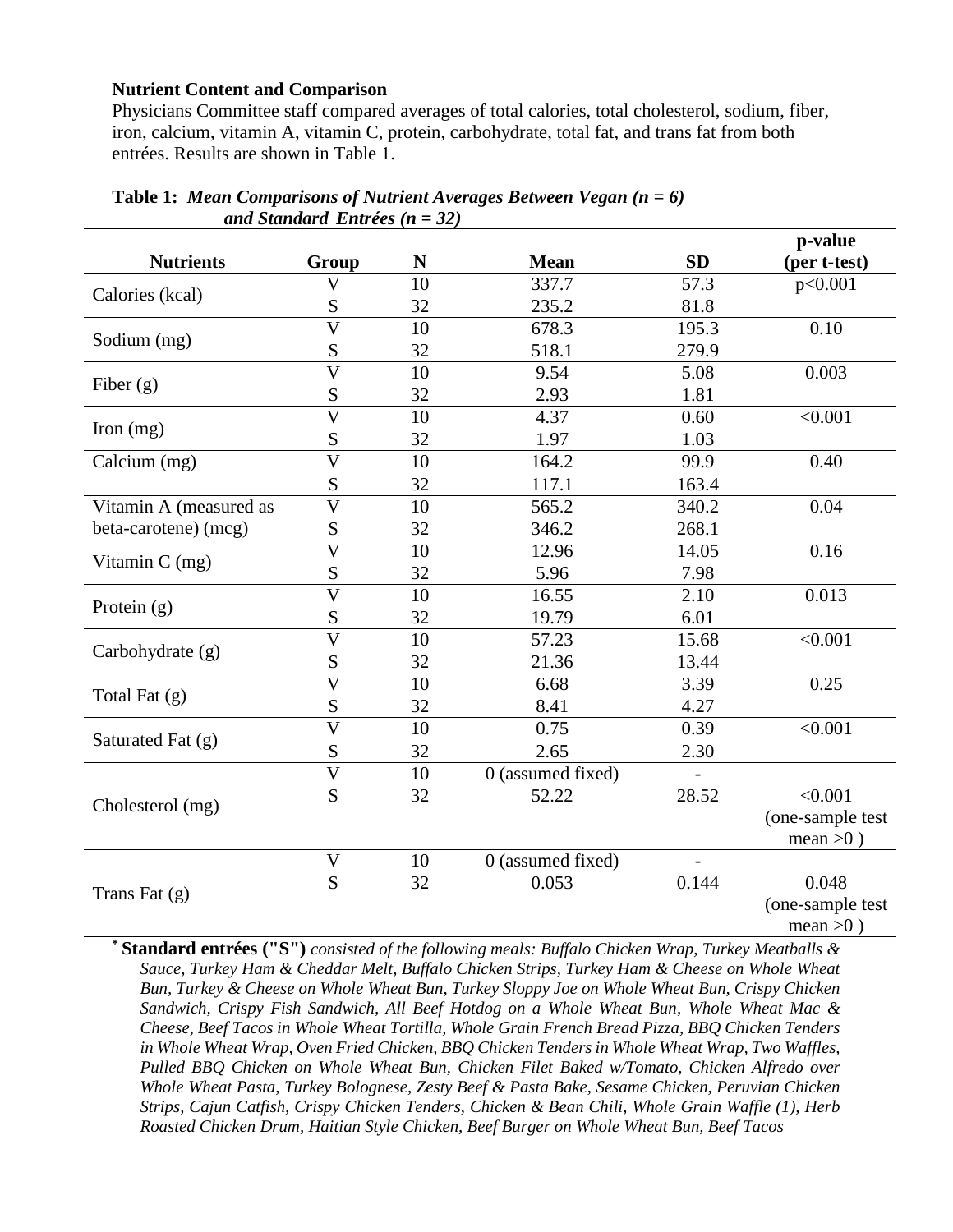**Nutrient Content and Comparison**

Physicians Committee staff compared averages of total calories, total cholesterol, sodium, fiber, iron, calcium, vitamin A, vitamin C, protein, carbohydrate, total fat, and trans fat from both entrées. Results are shown in Table 1.

**Table 1:** ***Mean Comparisons of Nutrient Averages Between Vegan (n = 6) and Standard Entrées (n = 32)***

| Nutrients | Group | N | Mean | SD | p-value (per t-test) |
|---|---|---|---|---|---|
| Calories (kcal) | V | 10 | 337.7 | 57.3 | p<0.001 |
| | S | 32 | 235.2 | 81.8 | |
| Sodium (mg) | V | 10 | 678.3 | 195.3 | 0.10 |
| | S | 32 | 518.1 | 279.9 | |
| Fiber (g) | V | 10 | 9.54 | 5.08 | 0.003 |
| | S | 32 | 2.93 | 1.81 | |
| Iron (mg) | V | 10 | 4.37 | 0.60 | <0.001 |
| | S | 32 | 1.97 | 1.03 | |
| Calcium (mg) | V | 10 | 164.2 | 99.9 | 0.40 |
| | S | 32 | 117.1 | 163.4 | |
| Vitamin A (measured as beta-carotene) (mcg) | V | 10 | 565.2 | 340.2 | 0.04 |
| | S | 32 | 346.2 | 268.1 | |
| Vitamin C (mg) | V | 10 | 12.96 | 14.05 | 0.16 |
| | S | 32 | 5.96 | 7.98 | |
| Protein (g) | V | 10 | 16.55 | 2.10 | 0.013 |
| | S | 32 | 19.79 | 6.01 | |
| Carbohydrate (g) | V | 10 | 57.23 | 15.68 | <0.001 |
| | S | 32 | 21.36 | 13.44 | |
| Total Fat (g) | V | 10 | 6.68 | 3.39 | 0.25 |
| | S | 32 | 8.41 | 4.27 | |
| Saturated Fat (g) | V | 10 | 0.75 | 0.39 | <0.001 |
| | S | 32 | 2.65 | 2.30 | |
| Cholesterol (mg) | V | 10 | 0 (assumed fixed) | - | |
| | S | 32 | 52.22 | 28.52 | <0.001 (one-sample test mean >0 ) |
| Trans Fat (g) | V | 10 | 0 (assumed fixed) | - | |
| | S | 32 | 0.053 | 0.144 | 0.048 (one-sample test mean >0 ) |

[*] **Standard entrées ("S")** *consisted of the following meals: Buffalo Chicken Wrap, Turkey Meatballs & Sauce, Turkey Ham & Cheddar Melt, Buffalo Chicken Strips, Turkey Ham & Cheese on Whole Wheat Bun, Turkey & Cheese on Whole Wheat Bun, Turkey Sloppy Joe on Whole Wheat Bun, Crispy Chicken Sandwich, Crispy Fish Sandwich, All Beef Hotdog on a Whole Wheat Bun, Whole Wheat Mac & Cheese, Beef Tacos in Whole Wheat Tortilla, Whole Grain French Bread Pizza, BBQ Chicken Tenders in Whole Wheat Wrap, Oven Fried Chicken, BBQ Chicken Tenders in Whole Wheat Wrap, Two Waffles, Pulled BBQ Chicken on Whole Wheat Bun, Chicken Filet Baked w/Tomato, Chicken Alfredo over Whole Wheat Pasta, Turkey Bolognese, Zesty Beef & Pasta Bake, Sesame Chicken, Peruvian Chicken Strips, Cajun Catfish, Crispy Chicken Tenders, Chicken & Bean Chili, Whole Grain Waffle (1), Herb Roasted Chicken Drum, Haitian Style Chicken, Beef Burger on Whole Wheat Bun, Beef Tacos*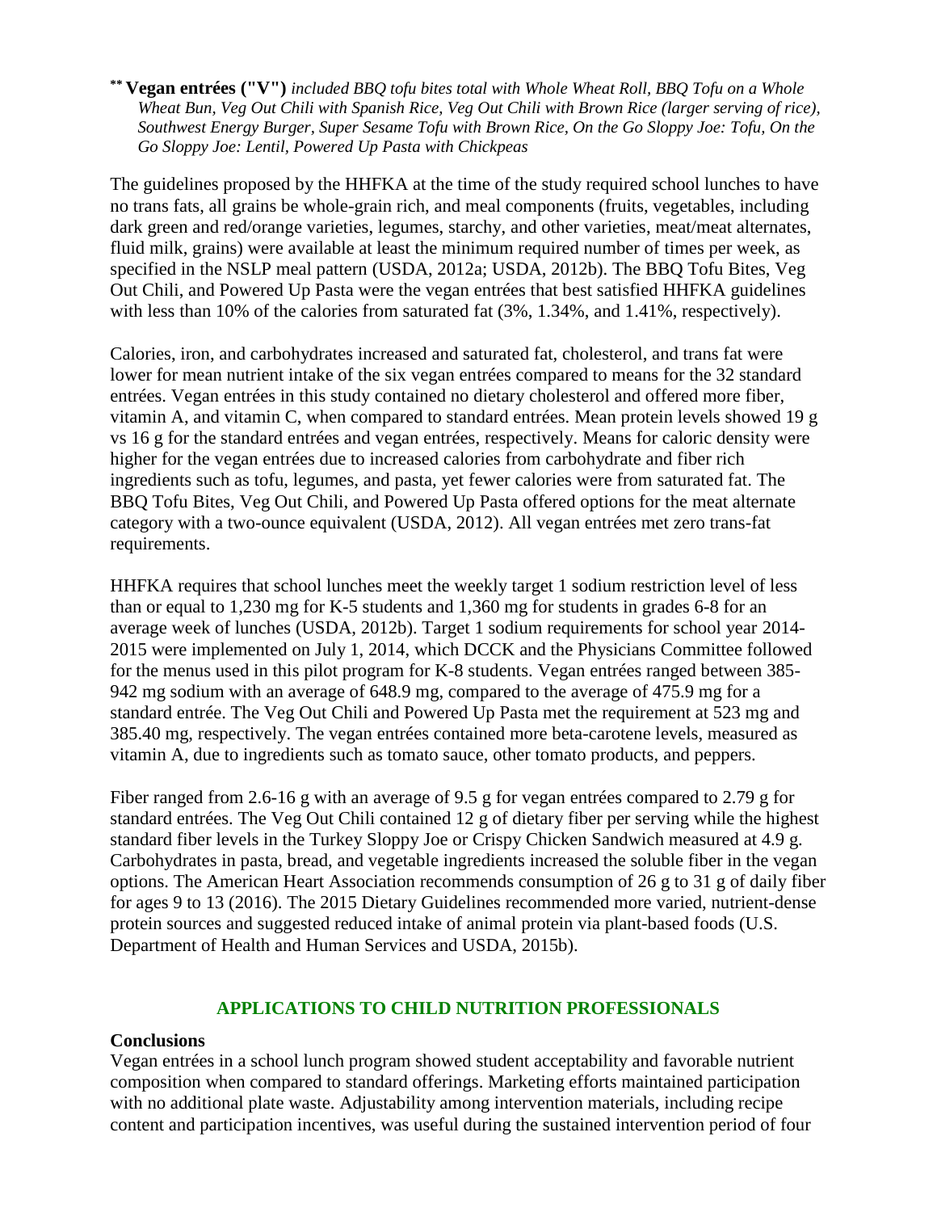[**] **Vegan entrées ("V")** *included BBQ tofu bites total with Whole Wheat Roll, BBQ Tofu on a Whole Wheat Bun, Veg Out Chili with Spanish Rice, Veg Out Chili with Brown Rice (larger serving of rice), Southwest Energy Burger, Super Sesame Tofu with Brown Rice, On the Go Sloppy Joe: Tofu, On the Go Sloppy Joe: Lentil, Powered Up Pasta with Chickpeas*

The guidelines proposed by the HHFKA at the time of the study required school lunches to have no trans fats, all grains be whole-grain rich, and meal components (fruits, vegetables, including dark green and red/orange varieties, legumes, starchy, and other varieties, meat/meat alternates, fluid milk, grains) were available at least the minimum required number of times per week, as specified in the NSLP meal pattern (USDA, 2012a; USDA, 2012b). The BBQ Tofu Bites, Veg Out Chili, and Powered Up Pasta were the vegan entrées that best satisfied HHFKA guidelines with less than 10% of the calories from saturated fat (3%, 1.34%, and 1.41%, respectively).

Calories, iron, and carbohydrates increased and saturated fat, cholesterol, and trans fat were lower for mean nutrient intake of the six vegan entrées compared to means for the 32 standard entrées. Vegan entrées in this study contained no dietary cholesterol and offered more fiber, vitamin A, and vitamin C, when compared to standard entrées. Mean protein levels showed 19 g vs 16 g for the standard entrées and vegan entrées, respectively. Means for caloric density were higher for the vegan entrées due to increased calories from carbohydrate and fiber rich ingredients such as tofu, legumes, and pasta, yet fewer calories were from saturated fat. The BBQ Tofu Bites, Veg Out Chili, and Powered Up Pasta offered options for the meat alternate category with a two-ounce equivalent (USDA, 2012). All vegan entrées met zero trans-fat requirements.

HHFKA requires that school lunches meet the weekly target 1 sodium restriction level of less than or equal to 1,230 mg for K-5 students and 1,360 mg for students in grades 6-8 for an average week of lunches (USDA, 2012b). Target 1 sodium requirements for school year 2014-2015 were implemented on July 1, 2014, which DCCK and the Physicians Committee followed for the menus used in this pilot program for K-8 students. Vegan entrées ranged between 385-942 mg sodium with an average of 648.9 mg, compared to the average of 475.9 mg for a standard entrée. The Veg Out Chili and Powered Up Pasta met the requirement at 523 mg and 385.40 mg, respectively. The vegan entrées contained more beta-carotene levels, measured as vitamin A, due to ingredients such as tomato sauce, other tomato products, and peppers.

Fiber ranged from 2.6-16 g with an average of 9.5 g for vegan entrées compared to 2.79 g for standard entrées. The Veg Out Chili contained 12 g of dietary fiber per serving while the highest standard fiber levels in the Turkey Sloppy Joe or Crispy Chicken Sandwich measured at 4.9 g. Carbohydrates in pasta, bread, and vegetable ingredients increased the soluble fiber in the vegan options. The American Heart Association recommends consumption of 26 g to 31 g of daily fiber for ages 9 to 13 (2016). The 2015 Dietary Guidelines recommended more varied, nutrient-dense protein sources and suggested reduced intake of animal protein via plant-based foods (U.S. Department of Health and Human Services and USDA, 2015b).

## APPLICATIONS TO CHILD NUTRITION PROFESSIONALS

### Conclusions

Vegan entrées in a school lunch program showed student acceptability and favorable nutrient composition when compared to standard offerings. Marketing efforts maintained participation with no additional plate waste. Adjustability among intervention materials, including recipe content and participation incentives, was useful during the sustained intervention period of four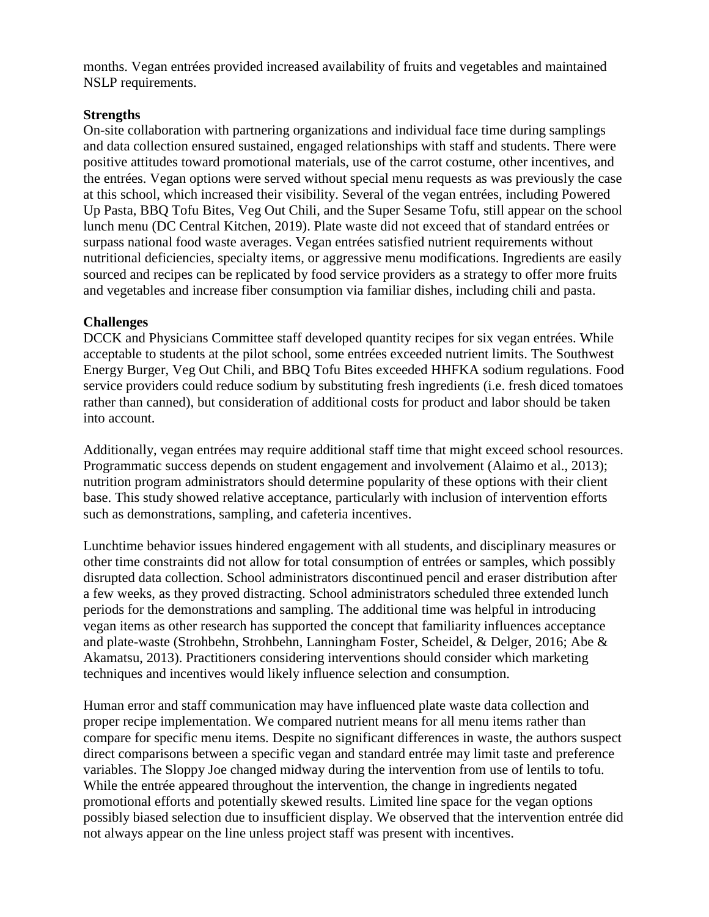months. Vegan entrées provided increased availability of fruits and vegetables and maintained NSLP requirements.

**Strengths**

On-site collaboration with partnering organizations and individual face time during samplings and data collection ensured sustained, engaged relationships with staff and students. There were positive attitudes toward promotional materials, use of the carrot costume, other incentives, and the entrées. Vegan options were served without special menu requests as was previously the case at this school, which increased their visibility. Several of the vegan entrées, including Powered Up Pasta, BBQ Tofu Bites, Veg Out Chili, and the Super Sesame Tofu, still appear on the school lunch menu (DC Central Kitchen, 2019). Plate waste did not exceed that of standard entrées or surpass national food waste averages. Vegan entrées satisfied nutrient requirements without nutritional deficiencies, specialty items, or aggressive menu modifications. Ingredients are easily sourced and recipes can be replicated by food service providers as a strategy to offer more fruits and vegetables and increase fiber consumption via familiar dishes, including chili and pasta.

**Challenges**

DCCK and Physicians Committee staff developed quantity recipes for six vegan entrées. While acceptable to students at the pilot school, some entrées exceeded nutrient limits. The Southwest Energy Burger, Veg Out Chili, and BBQ Tofu Bites exceeded HHFKA sodium regulations. Food service providers could reduce sodium by substituting fresh ingredients (i.e. fresh diced tomatoes rather than canned), but consideration of additional costs for product and labor should be taken into account.

Additionally, vegan entrées may require additional staff time that might exceed school resources. Programmatic success depends on student engagement and involvement (Alaimo et al., 2013); nutrition program administrators should determine popularity of these options with their client base. This study showed relative acceptance, particularly with inclusion of intervention efforts such as demonstrations, sampling, and cafeteria incentives.

Lunchtime behavior issues hindered engagement with all students, and disciplinary measures or other time constraints did not allow for total consumption of entrées or samples, which possibly disrupted data collection. School administrators discontinued pencil and eraser distribution after a few weeks, as they proved distracting. School administrators scheduled three extended lunch periods for the demonstrations and sampling. The additional time was helpful in introducing vegan items as other research has supported the concept that familiarity influences acceptance and plate-waste (Strohbehn, Strohbehn, Lanningham Foster, Scheidel, & Delger, 2016; Abe & Akamatsu, 2013). Practitioners considering interventions should consider which marketing techniques and incentives would likely influence selection and consumption.

Human error and staff communication may have influenced plate waste data collection and proper recipe implementation. We compared nutrient means for all menu items rather than compare for specific menu items. Despite no significant differences in waste, the authors suspect direct comparisons between a specific vegan and standard entrée may limit taste and preference variables. The Sloppy Joe changed midway during the intervention from use of lentils to tofu. While the entrée appeared throughout the intervention, the change in ingredients negated promotional efforts and potentially skewed results. Limited line space for the vegan options possibly biased selection due to insufficient display. We observed that the intervention entrée did not always appear on the line unless project staff was present with incentives.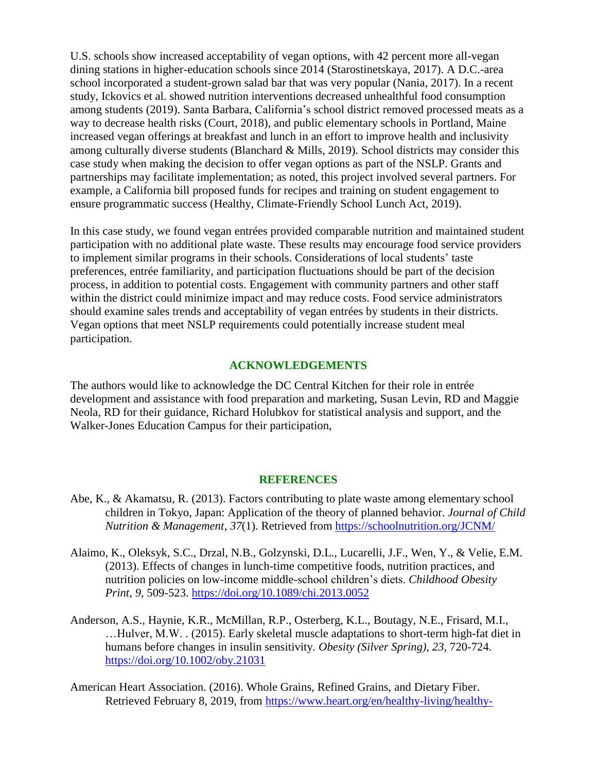U.S. schools show increased acceptability of vegan options, with 42 percent more all-vegan dining stations in higher-education schools since 2014 (Starostinetskaya, 2017). A D.C.-area school incorporated a student-grown salad bar that was very popular (Nania, 2017). In a recent study, Ickovics et al. showed nutrition interventions decreased unhealthful food consumption among students (2019). Santa Barbara, California's school district removed processed meats as a way to decrease health risks (Court, 2018), and public elementary schools in Portland, Maine increased vegan offerings at breakfast and lunch in an effort to improve health and inclusivity among culturally diverse students (Blanchard & Mills, 2019). School districts may consider this case study when making the decision to offer vegan options as part of the NSLP. Grants and partnerships may facilitate implementation; as noted, this project involved several partners. For example, a California bill proposed funds for recipes and training on student engagement to ensure programmatic success (Healthy, Climate-Friendly School Lunch Act, 2019).

In this case study, we found vegan entrées provided comparable nutrition and maintained student participation with no additional plate waste. These results may encourage food service providers to implement similar programs in their schools. Considerations of local students' taste preferences, entrée familiarity, and participation fluctuations should be part of the decision process, in addition to potential costs. Engagement with community partners and other staff within the district could minimize impact and may reduce costs. Food service administrators should examine sales trends and acceptability of vegan entrées by students in their districts. Vegan options that meet NSLP requirements could potentially increase student meal participation.

## ACKNOWLEDGEMENTS

The authors would like to acknowledge the DC Central Kitchen for their role in entrée development and assistance with food preparation and marketing, Susan Levin, RD and Maggie Neola, RD for their guidance, Richard Holubkov for statistical analysis and support, and the Walker-Jones Education Campus for their participation,

## REFERENCES

Abe, K., & Akamatsu, R. (2013). Factors contributing to plate waste among elementary school children in Tokyo, Japan: Application of the theory of planned behavior. *Journal of Child Nutrition & Management*, *37*(1). Retrieved from https://schoolnutrition.org/JCNM/

Alaimo, K., Oleksyk, S.C., Drzal, N.B., Golzynski, D.L., Lucarelli, J.F., Wen, Y., & Velie, E.M. (2013). Effects of changes in lunch-time competitive foods, nutrition practices, and nutrition policies on low-income middle-school children's diets. *Childhood Obesity Print*, *9*, 509-523. https://doi.org/10.1089/chi.2013.0052

Anderson, A.S., Haynie, K.R., McMillan, R.P., Osterberg, K.L., Boutagy, N.E., Frisard, M.I., …Hulver, M.W. . (2015). Early skeletal muscle adaptations to short-term high-fat diet in humans before changes in insulin sensitivity. *Obesity (Silver Spring)*, *23*, 720-724. https://doi.org/10.1002/oby.21031

American Heart Association. (2016). Whole Grains, Refined Grains, and Dietary Fiber. Retrieved February 8, 2019, from https://www.heart.org/en/healthy-living/healthy-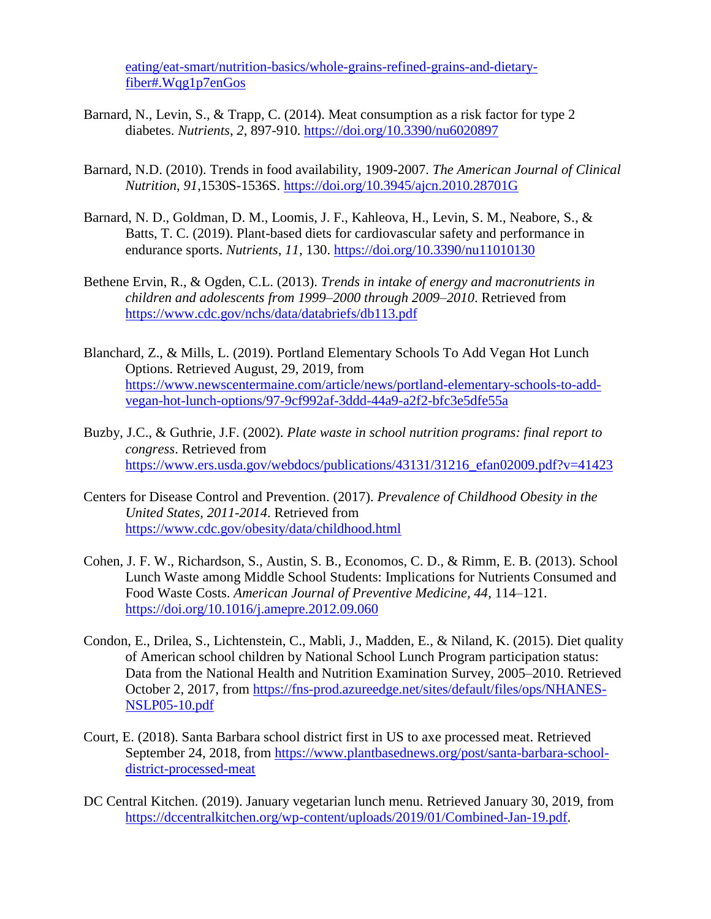eating/eat-smart/nutrition-basics/whole-grains-refined-grains-and-dietary-fiber#.Wqg1p7enGos

Barnard, N., Levin, S., & Trapp, C. (2014). Meat consumption as a risk factor for type 2 diabetes. *Nutrients*, *2*, 897-910. https://doi.org/10.3390/nu6020897

Barnard, N.D. (2010). Trends in food availability, 1909-2007. *The American Journal of Clinical Nutrition*, *91*,1530S-1536S. https://doi.org/10.3945/ajcn.2010.28701G

Barnard, N. D., Goldman, D. M., Loomis, J. F., Kahleova, H., Levin, S. M., Neabore, S., & Batts, T. C. (2019). Plant-based diets for cardiovascular safety and performance in endurance sports. *Nutrients*, *11*, 130. https://doi.org/10.3390/nu11010130

Bethene Ervin, R., & Ogden, C.L. (2013). *Trends in intake of energy and macronutrients in children and adolescents from 1999–2000 through 2009–2010*. Retrieved from https://www.cdc.gov/nchs/data/databriefs/db113.pdf

Blanchard, Z., & Mills, L. (2019). Portland Elementary Schools To Add Vegan Hot Lunch Options. Retrieved August, 29, 2019, from https://www.newscentermaine.com/article/news/portland-elementary-schools-to-add-vegan-hot-lunch-options/97-9cf992af-3ddd-44a9-a2f2-bfc3e5dfe55a

Buzby, J.C., & Guthrie, J.F. (2002). *Plate waste in school nutrition programs: final report to congress*. Retrieved from https://www.ers.usda.gov/webdocs/publications/43131/31216_efan02009.pdf?v=41423

Centers for Disease Control and Prevention. (2017). *Prevalence of Childhood Obesity in the United States, 2011-2014*. Retrieved from https://www.cdc.gov/obesity/data/childhood.html

Cohen, J. F. W., Richardson, S., Austin, S. B., Economos, C. D., & Rimm, E. B. (2013). School Lunch Waste among Middle School Students: Implications for Nutrients Consumed and Food Waste Costs. *American Journal of Preventive Medicine, 44*, 114–121. https://doi.org/10.1016/j.amepre.2012.09.060

Condon, E., Drilea, S., Lichtenstein, C., Mabli, J., Madden, E., & Niland, K. (2015). Diet quality of American school children by National School Lunch Program participation status: Data from the National Health and Nutrition Examination Survey, 2005–2010. Retrieved October 2, 2017, from https://fns-prod.azureedge.net/sites/default/files/ops/NHANES-NSLP05-10.pdf

Court, E. (2018). Santa Barbara school district first in US to axe processed meat. Retrieved September 24, 2018, from https://www.plantbasednews.org/post/santa-barbara-school-district-processed-meat

DC Central Kitchen. (2019). January vegetarian lunch menu. Retrieved January 30, 2019, from https://dccentralkitchen.org/wp-content/uploads/2019/01/Combined-Jan-19.pdf.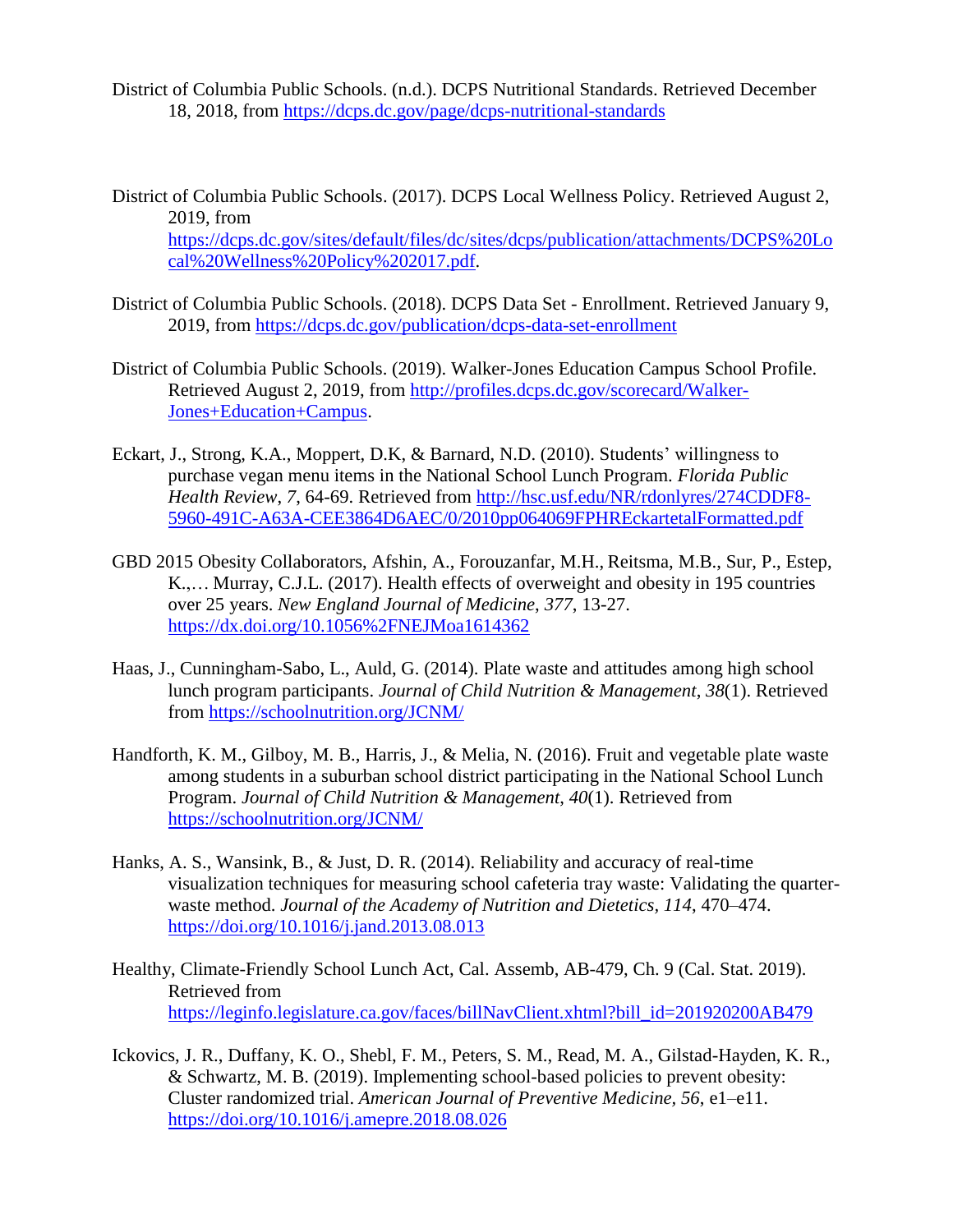District of Columbia Public Schools. (n.d.). DCPS Nutritional Standards. Retrieved December 18, 2018, from https://dcps.dc.gov/page/dcps-nutritional-standards

District of Columbia Public Schools. (2017). DCPS Local Wellness Policy. Retrieved August 2, 2019, from https://dcps.dc.gov/sites/default/files/dc/sites/dcps/publication/attachments/DCPS%20Local%20Wellness%20Policy%202017.pdf.

District of Columbia Public Schools. (2018). DCPS Data Set - Enrollment. Retrieved January 9, 2019, from https://dcps.dc.gov/publication/dcps-data-set-enrollment

District of Columbia Public Schools. (2019). Walker-Jones Education Campus School Profile. Retrieved August 2, 2019, from http://profiles.dcps.dc.gov/scorecard/Walker-Jones+Education+Campus.

Eckart, J., Strong, K.A., Moppert, D.K, & Barnard, N.D. (2010). Students' willingness to purchase vegan menu items in the National School Lunch Program. *Florida Public Health Review*, *7*, 64-69. Retrieved from http://hsc.usf.edu/NR/rdonlyres/274CDDF8-5960-491C-A63A-CEE3864D6AEC/0/2010pp064069FPHREckartetalFormatted.pdf

GBD 2015 Obesity Collaborators, Afshin, A., Forouzanfar, M.H., Reitsma, M.B., Sur, P., Estep, K.,… Murray, C.J.L. (2017). Health effects of overweight and obesity in 195 countries over 25 years. *New England Journal of Medicine*, *377*, 13-27. https://dx.doi.org/10.1056%2FNEJMoa1614362

Haas, J., Cunningham-Sabo, L., Auld, G. (2014). Plate waste and attitudes among high school lunch program participants. *Journal of Child Nutrition & Management*, *38*(1). Retrieved from https://schoolnutrition.org/JCNM/

Handforth, K. M., Gilboy, M. B., Harris, J., & Melia, N. (2016). Fruit and vegetable plate waste among students in a suburban school district participating in the National School Lunch Program. *Journal of Child Nutrition & Management*, *40*(1). Retrieved from https://schoolnutrition.org/JCNM/

Hanks, A. S., Wansink, B., & Just, D. R. (2014). Reliability and accuracy of real-time visualization techniques for measuring school cafeteria tray waste: Validating the quarter-waste method. *Journal of the Academy of Nutrition and Dietetics*, *114*, 470–474. https://doi.org/10.1016/j.jand.2013.08.013

Healthy, Climate-Friendly School Lunch Act, Cal. Assemb, AB-479, Ch. 9 (Cal. Stat. 2019). Retrieved from https://leginfo.legislature.ca.gov/faces/billNavClient.xhtml?bill_id=201920200AB479

Ickovics, J. R., Duffany, K. O., Shebl, F. M., Peters, S. M., Read, M. A., Gilstad-Hayden, K. R., & Schwartz, M. B. (2019). Implementing school-based policies to prevent obesity: Cluster randomized trial. *American Journal of Preventive Medicine*, *56*, e1–e11. https://doi.org/10.1016/j.amepre.2018.08.026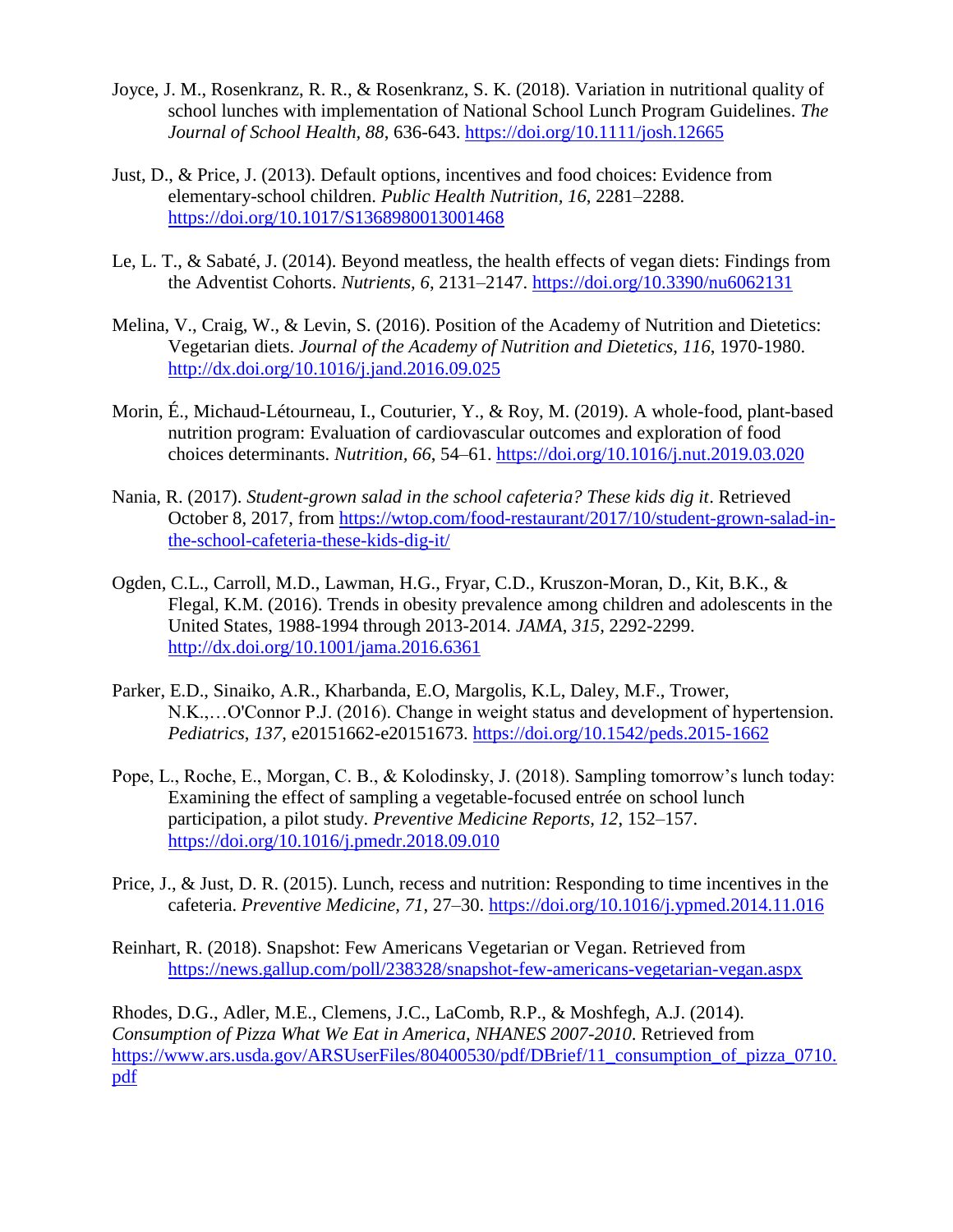Joyce, J. M., Rosenkranz, R. R., & Rosenkranz, S. K. (2018). Variation in nutritional quality of school lunches with implementation of National School Lunch Program Guidelines. *The Journal of School Health, 88*, 636-643. https://doi.org/10.1111/josh.12665

Just, D., & Price, J. (2013). Default options, incentives and food choices: Evidence from elementary-school children. *Public Health Nutrition*, *16*, 2281–2288. https://doi.org/10.1017/S1368980013001468

Le, L. T., & Sabaté, J. (2014). Beyond meatless, the health effects of vegan diets: Findings from the Adventist Cohorts. *Nutrients, 6*, 2131–2147. https://doi.org/10.3390/nu6062131

Melina, V., Craig, W., & Levin, S. (2016). Position of the Academy of Nutrition and Dietetics: Vegetarian diets. *Journal of the Academy of Nutrition and Dietetics*, *116*, 1970-1980. http://dx.doi.org/10.1016/j.jand.2016.09.025

Morin, É., Michaud-Létourneau, I., Couturier, Y., & Roy, M. (2019). A whole-food, plant-based nutrition program: Evaluation of cardiovascular outcomes and exploration of food choices determinants. *Nutrition, 66*, 54–61. https://doi.org/10.1016/j.nut.2019.03.020

Nania, R. (2017). *Student-grown salad in the school cafeteria? These kids dig it*. Retrieved October 8, 2017, from https://wtop.com/food-restaurant/2017/10/student-grown-salad-in-the-school-cafeteria-these-kids-dig-it/

Ogden, C.L., Carroll, M.D., Lawman, H.G., Fryar, C.D., Kruszon-Moran, D., Kit, B.K., & Flegal, K.M. (2016). Trends in obesity prevalence among children and adolescents in the United States, 1988-1994 through 2013-2014. *JAMA*, *315*, 2292-2299. http://dx.doi.org/10.1001/jama.2016.6361

Parker, E.D., Sinaiko, A.R., Kharbanda, E.O, Margolis, K.L, Daley, M.F., Trower, N.K.,…O'Connor P.J. (2016). Change in weight status and development of hypertension. *Pediatrics*, *137*, e20151662-e20151673. https://doi.org/10.1542/peds.2015-1662

Pope, L., Roche, E., Morgan, C. B., & Kolodinsky, J. (2018). Sampling tomorrow's lunch today: Examining the effect of sampling a vegetable-focused entrée on school lunch participation, a pilot study. *Preventive Medicine Reports, 12*, 152–157. https://doi.org/10.1016/j.pmedr.2018.09.010

Price, J., & Just, D. R. (2015). Lunch, recess and nutrition: Responding to time incentives in the cafeteria. *Preventive Medicine, 71*, 27–30. https://doi.org/10.1016/j.ypmed.2014.11.016

Reinhart, R. (2018). Snapshot: Few Americans Vegetarian or Vegan. Retrieved from https://news.gallup.com/poll/238328/snapshot-few-americans-vegetarian-vegan.aspx

Rhodes, D.G., Adler, M.E., Clemens, J.C., LaComb, R.P., & Moshfegh, A.J. (2014). *Consumption of Pizza What We Eat in America, NHANES 2007-2010*. Retrieved from https://www.ars.usda.gov/ARSUserFiles/80400530/pdf/DBrief/11_consumption_of_pizza_0710.pdf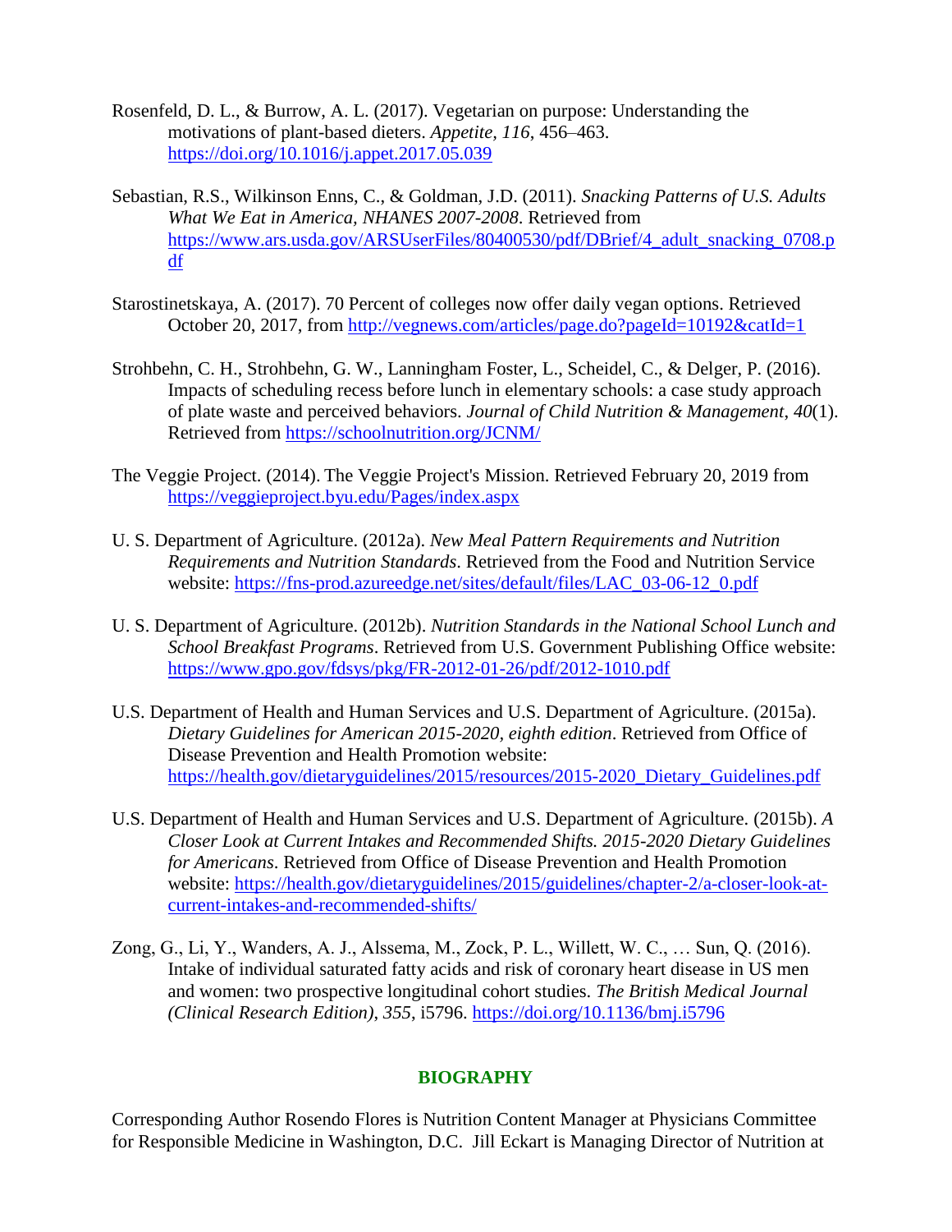Rosenfeld, D. L., & Burrow, A. L. (2017). Vegetarian on purpose: Understanding the motivations of plant-based dieters. *Appetite*, *116*, 456–463. https://doi.org/10.1016/j.appet.2017.05.039

Sebastian, R.S., Wilkinson Enns, C., & Goldman, J.D. (2011). *Snacking Patterns of U.S. Adults What We Eat in America, NHANES 2007-2008*. Retrieved from https://www.ars.usda.gov/ARSUserFiles/80400530/pdf/DBrief/4_adult_snacking_0708.pdf

Starostinetskaya, A. (2017). 70 Percent of colleges now offer daily vegan options. Retrieved October 20, 2017, from http://vegnews.com/articles/page.do?pageId=10192&catId=1

Strohbehn, C. H., Strohbehn, G. W., Lanningham Foster, L., Scheidel, C., & Delger, P. (2016). Impacts of scheduling recess before lunch in elementary schools: a case study approach of plate waste and perceived behaviors. *Journal of Child Nutrition & Management*, *40*(1). Retrieved from https://schoolnutrition.org/JCNM/

The Veggie Project. (2014). The Veggie Project's Mission. Retrieved February 20, 2019 from https://veggieproject.byu.edu/Pages/index.aspx

U. S. Department of Agriculture. (2012a). *New Meal Pattern Requirements and Nutrition Requirements and Nutrition Standards*. Retrieved from the Food and Nutrition Service website: https://fns-prod.azureedge.net/sites/default/files/LAC_03-06-12_0.pdf

U. S. Department of Agriculture. (2012b). *Nutrition Standards in the National School Lunch and School Breakfast Programs*. Retrieved from U.S. Government Publishing Office website: https://www.gpo.gov/fdsys/pkg/FR-2012-01-26/pdf/2012-1010.pdf

U.S. Department of Health and Human Services and U.S. Department of Agriculture. (2015a). *Dietary Guidelines for American 2015-2020, eighth edition*. Retrieved from Office of Disease Prevention and Health Promotion website: https://health.gov/dietaryguidelines/2015/resources/2015-2020_Dietary_Guidelines.pdf

U.S. Department of Health and Human Services and U.S. Department of Agriculture. (2015b). *A Closer Look at Current Intakes and Recommended Shifts. 2015-2020 Dietary Guidelines for Americans*. Retrieved from Office of Disease Prevention and Health Promotion website: https://health.gov/dietaryguidelines/2015/guidelines/chapter-2/a-closer-look-at-current-intakes-and-recommended-shifts/

Zong, G., Li, Y., Wanders, A. J., Alssema, M., Zock, P. L., Willett, W. C., … Sun, Q. (2016). Intake of individual saturated fatty acids and risk of coronary heart disease in US men and women: two prospective longitudinal cohort studies. *The British Medical Journal (Clinical Research Edition)*, *355*, i5796. https://doi.org/10.1136/bmj.i5796

## BIOGRAPHY

Corresponding Author Rosendo Flores is Nutrition Content Manager at Physicians Committee for Responsible Medicine in Washington, D.C. Jill Eckart is Managing Director of Nutrition at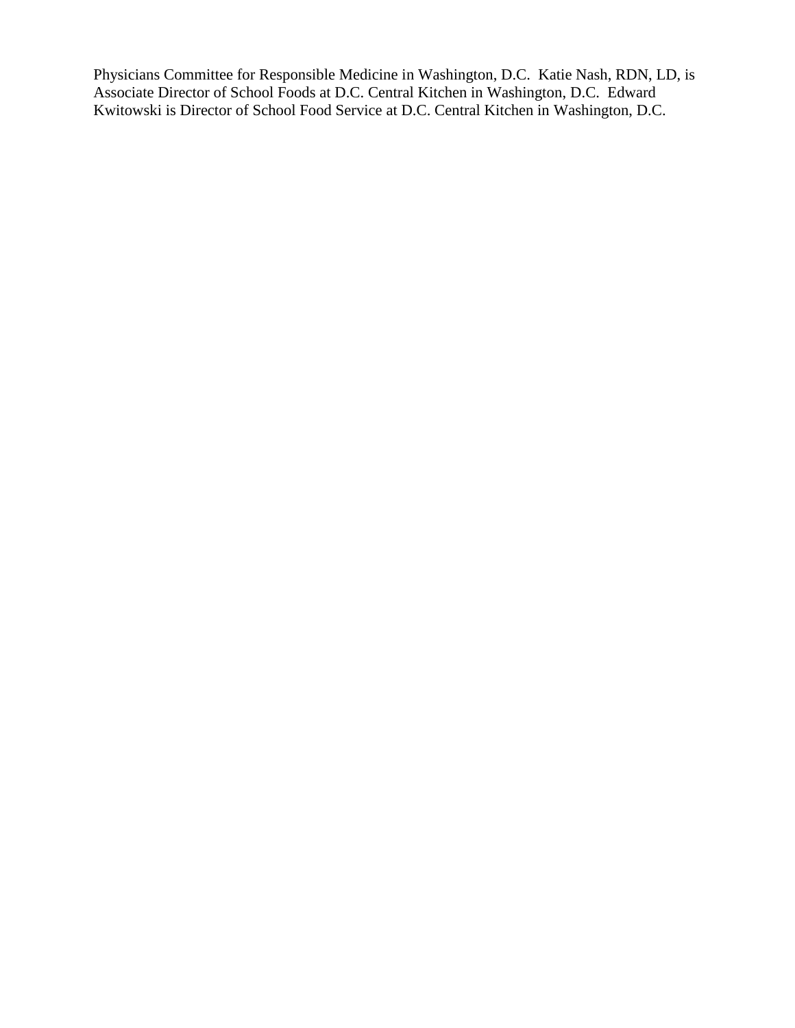Physicians Committee for Responsible Medicine in Washington, D.C. Katie Nash, RDN, LD, is Associate Director of School Foods at D.C. Central Kitchen in Washington, D.C. Edward Kwitowski is Director of School Food Service at D.C. Central Kitchen in Washington, D.C.